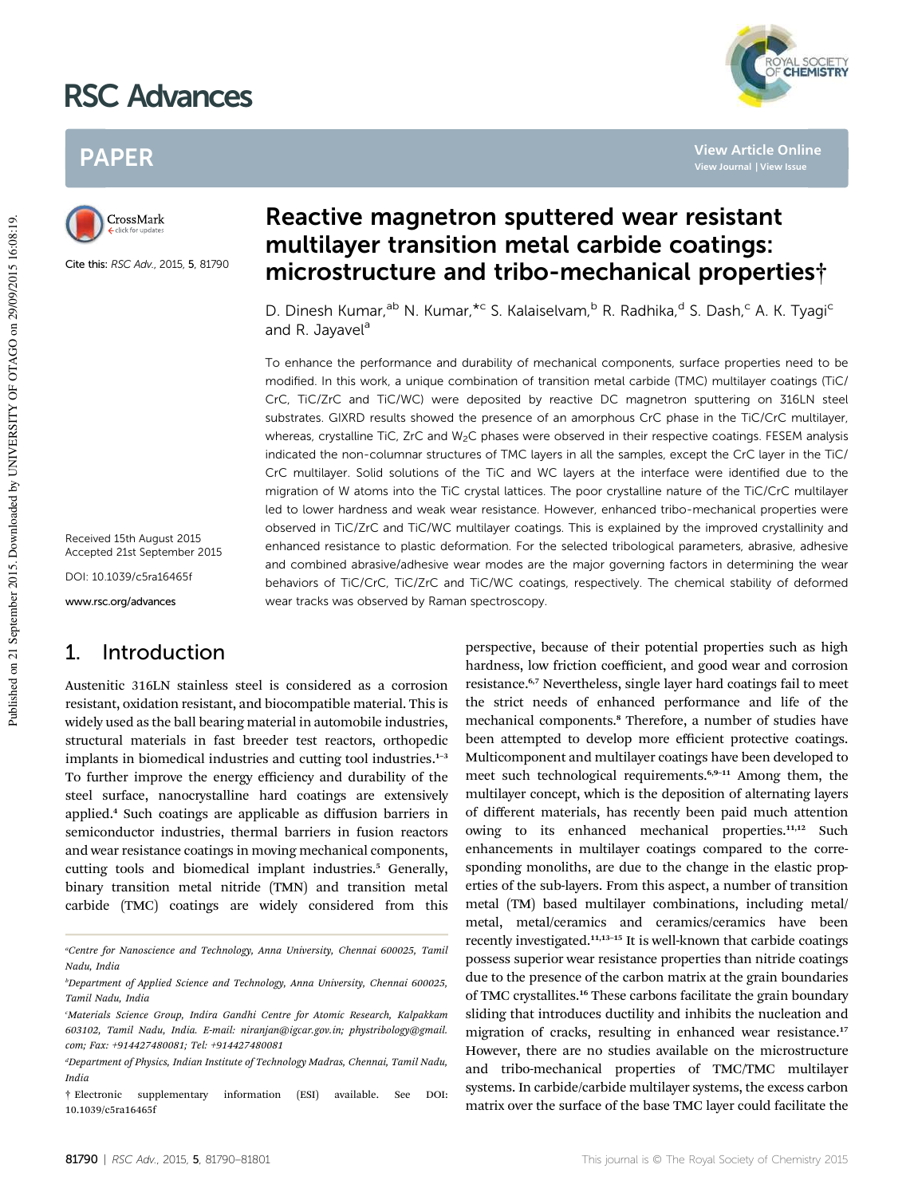# Reactive magnetron sputtered wear resistant multilayer transition metal carbide coatings: microstructure and tribo-mechanical properties†

D. Dinesh Kumar,[ab] N. Kumar,*[c] S. Kalaiselvam,[b] R. Radhika,[d] S. Dash,[c] A. K. Tyagi[c] and R. Jayavel[a]

Cite this: RSC Adv., 2015, 5, 81790

Received 15th August 2015
Accepted 21st September 2015

DOI: 10.1039/c5ra16465f

www.rsc.org/advances

To enhance the performance and durability of mechanical components, surface properties need to be modified. In this work, a unique combination of transition metal carbide (TMC) multilayer coatings (TiC/CrC, TiC/ZrC and TiC/WC) were deposited by reactive DC magnetron sputtering on 316LN steel substrates. GIXRD results showed the presence of an amorphous CrC phase in the TiC/CrC multilayer, whereas, crystalline TiC, ZrC and $W_2C$ phases were observed in their respective coatings. FESEM analysis indicated the non-columnar structures of TMC layers in all the samples, except the CrC layer in the TiC/CrC multilayer. Solid solutions of the TiC and WC layers at the interface were identified due to the migration of W atoms into the TiC crystal lattices. The poor crystalline nature of the TiC/CrC multilayer led to lower hardness and weak wear resistance. However, enhanced tribo-mechanical properties were observed in TiC/ZrC and TiC/WC multilayer coatings. This is explained by the improved crystallinity and enhanced resistance to plastic deformation. For the selected tribological parameters, abrasive, adhesive and combined abrasive/adhesive wear modes are the major governing factors in determining the wear behaviors of TiC/CrC, TiC/ZrC and TiC/WC coatings, respectively. The chemical stability of deformed wear tracks was observed by Raman spectroscopy.

## 1. Introduction

Austenitic 316LN stainless steel is considered as a corrosion resistant, oxidation resistant, and biocompatible material. This is widely used as the ball bearing material in automobile industries, structural materials in fast breeder test reactors, orthopedic implants in biomedical industries and cutting tool industries.[1–3] To further improve the energy efficiency and durability of the steel surface, nanocrystalline hard coatings are extensively applied.[4] Such coatings are applicable as diffusion barriers in semiconductor industries, thermal barriers in fusion reactors and wear resistance coatings in moving mechanical components, cutting tools and biomedical implant industries.[5] Generally, binary transition metal nitride (TMN) and transition metal carbide (TMC) coatings are widely considered from this perspective, because of their potential properties such as high hardness, low friction coefficient, and good wear and corrosion resistance.[6,7] Nevertheless, single layer hard coatings fail to meet the strict needs of enhanced performance and life of the mechanical components.[8] Therefore, a number of studies have been attempted to develop more efficient protective coatings. Multicomponent and multilayer coatings have been developed to meet such technological requirements.[6,9–11] Among them, the multilayer concept, which is the deposition of alternating layers of different materials, has recently been paid much attention owing to its enhanced mechanical properties.[11,12] Such enhancements in multilayer coatings compared to the corresponding monoliths, are due to the change in the elastic properties of the sub-layers. From this aspect, a number of transition metal (TM) based multilayer combinations, including metal/metal, metal/ceramics and ceramics/ceramics have been recently investigated.[11,13–15] It is well-known that carbide coatings possess superior wear resistance properties than nitride coatings due to the presence of the carbon matrix at the grain boundaries of TMC crystallites.[16] These carbons facilitate the grain boundary sliding that introduces ductility and inhibits the nucleation and migration of cracks, resulting in enhanced wear resistance.[17] However, there are no studies available on the microstructure and tribo-mechanical properties of TMC/TMC multilayer systems. In carbide/carbide multilayer systems, the excess carbon matrix over the surface of the base TMC layer could facilitate the

[a]Centre for Nanoscience and Technology, Anna University, Chennai 600025, Tamil Nadu, India

[b]Department of Applied Science and Technology, Anna University, Chennai 600025, Tamil Nadu, India

[c]Materials Science Group, Indira Gandhi Centre for Atomic Research, Kalpakkam 603102, Tamil Nadu, India. E-mail: niranjan@igcar.gov.in; phystribology@gmail.com; Fax: +914427480081; Tel: +914427480081

[d]Department of Physics, Indian Institute of Technology Madras, Chennai, Tamil Nadu, India

† Electronic supplementary information (ESI) available. See DOI: 10.1039/c5ra16465f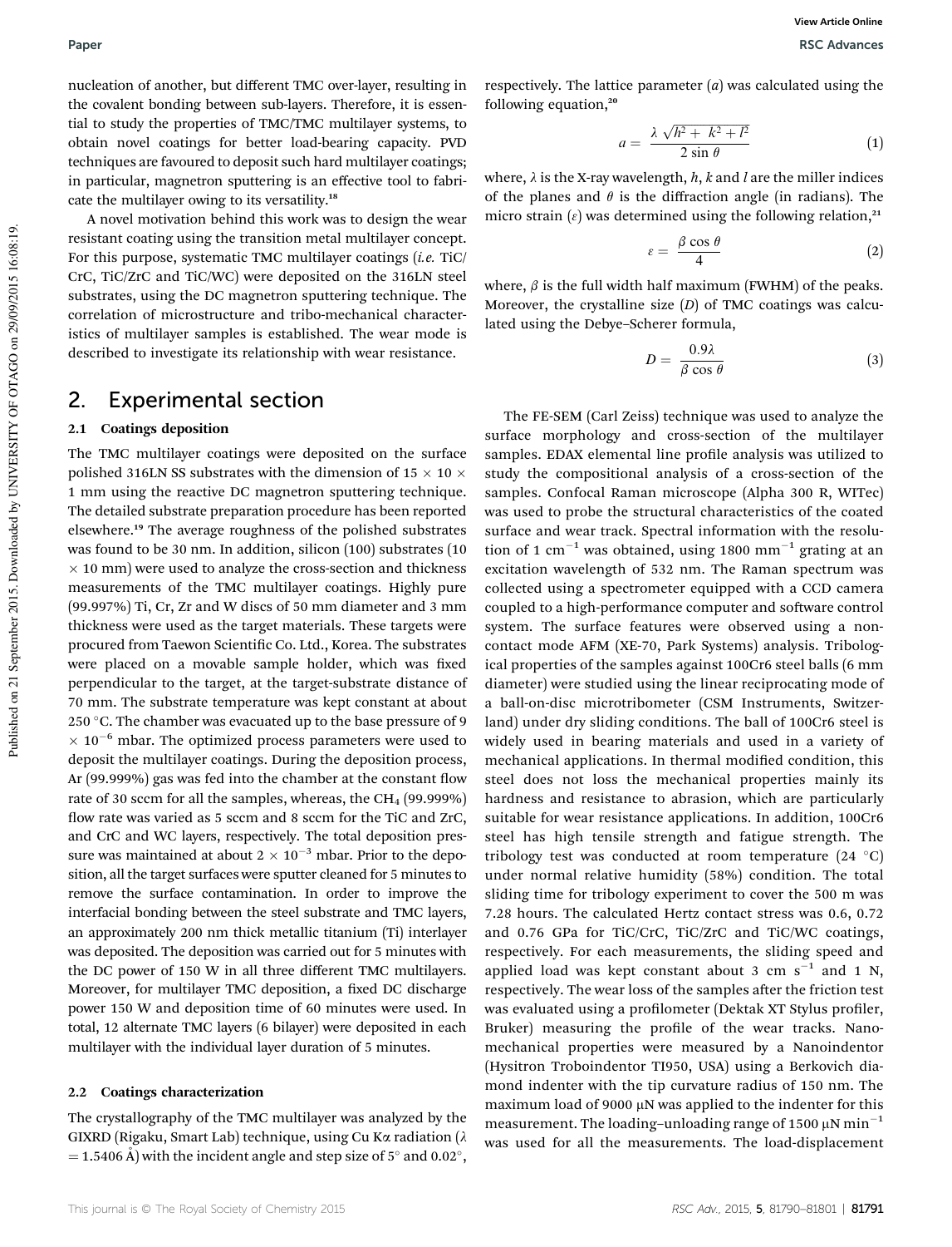nucleation of another, but different TMC over-layer, resulting in the covalent bonding between sub-layers. Therefore, it is essential to study the properties of TMC/TMC multilayer systems, to obtain novel coatings for better load-bearing capacity. PVD techniques are favoured to deposit such hard multilayer coatings; in particular, magnetron sputtering is an effective tool to fabricate the multilayer owing to its versatility.[18]

A novel motivation behind this work was to design the wear resistant coating using the transition metal multilayer concept. For this purpose, systematic TMC multilayer coatings (*i.e.* TiC/CrC, TiC/ZrC and TiC/WC) were deposited on the 316LN steel substrates, using the DC magnetron sputtering technique. The correlation of microstructure and tribo-mechanical characteristics of multilayer samples is established. The wear mode is described to investigate its relationship with wear resistance.

## 2. Experimental section

### 2.1 Coatings deposition

The TMC multilayer coatings were deposited on the surface polished 316LN SS substrates with the dimension of 15 × 10 × 1 mm using the reactive DC magnetron sputtering technique. The detailed substrate preparation procedure has been reported elsewhere.[19] The average roughness of the polished substrates was found to be 30 nm. In addition, silicon (100) substrates (10 × 10 mm) were used to analyze the cross-section and thickness measurements of the TMC multilayer coatings. Highly pure (99.997%) Ti, Cr, Zr and W discs of 50 mm diameter and 3 mm thickness were used as the target materials. These targets were procured from Taewon Scientific Co. Ltd., Korea. The substrates were placed on a movable sample holder, which was fixed perpendicular to the target, at the target-substrate distance of 70 mm. The substrate temperature was kept constant at about 250 °C. The chamber was evacuated up to the base pressure of 9 × $10^{-6}$ mbar. The optimized process parameters were used to deposit the multilayer coatings. During the deposition process, Ar (99.999%) gas was fed into the chamber at the constant flow rate of 30 sccm for all the samples, whereas, the $CH_4$ (99.999%) flow rate was varied as 5 sccm and 8 sccm for the TiC and ZrC, and CrC and WC layers, respectively. The total deposition pressure was maintained at about 2 × $10^{-3}$ mbar. Prior to the deposition, all the target surfaces were sputter cleaned for 5 minutes to remove the surface contamination. In order to improve the interfacial bonding between the steel substrate and TMC layers, an approximately 200 nm thick metallic titanium (Ti) interlayer was deposited. The deposition was carried out for 5 minutes with the DC power of 150 W in all three different TMC multilayers. Moreover, for multilayer TMC deposition, a fixed DC discharge power 150 W and deposition time of 60 minutes were used. In total, 12 alternate TMC layers (6 bilayer) were deposited in each multilayer with the individual layer duration of 5 minutes.

### 2.2 Coatings characterization

The crystallography of the TMC multilayer was analyzed by the GIXRD (Rigaku, Smart Lab) technique, using Cu Kα radiation ($\lambda$ = 1.5406 Å) with the incident angle and step size of 5° and 0.02°, respectively. The lattice parameter ($a$) was calculated using the following equation,[20]

$$a = \frac{\lambda\sqrt{h^2 + k^2 + l^2}}{2\sin\theta} \tag{1}$$

where, $\lambda$ is the X-ray wavelength, $h$, $k$ and $l$ are the miller indices of the planes and $\theta$ is the diffraction angle (in radians). The micro strain ($\varepsilon$) was determined using the following relation,[21]

$$\varepsilon = \frac{\beta\cos\theta}{4} \tag{2}$$

where, $\beta$ is the full width half maximum (FWHM) of the peaks. Moreover, the crystalline size ($D$) of TMC coatings was calculated using the Debye–Scherer formula,

$$D = \frac{0.9\lambda}{\beta\cos\theta} \tag{3}$$

The FE-SEM (Carl Zeiss) technique was used to analyze the surface morphology and cross-section of the multilayer samples. EDAX elemental line profile analysis was utilized to study the compositional analysis of a cross-section of the samples. Confocal Raman microscope (Alpha 300 R, WITec) was used to probe the structural characteristics of the coated surface and wear track. Spectral information with the resolution of 1 $cm^{-1}$ was obtained, using 1800 $mm^{-1}$ grating at an excitation wavelength of 532 nm. The Raman spectrum was collected using a spectrometer equipped with a CCD camera coupled to a high-performance computer and software control system. The surface features were observed using a non-contact mode AFM (XE-70, Park Systems) analysis. Tribological properties of the samples against 100Cr6 steel balls (6 mm diameter) were studied using the linear reciprocating mode of a ball-on-disc microtribometer (CSM Instruments, Switzerland) under dry sliding conditions. The ball of 100Cr6 steel is widely used in bearing materials and used in a variety of mechanical applications. In thermal modified condition, this steel does not loss the mechanical properties mainly its hardness and resistance to abrasion, which are particularly suitable for wear resistance applications. In addition, 100Cr6 steel has high tensile strength and fatigue strength. The tribology test was conducted at room temperature (24 °C) under normal relative humidity (58%) condition. The total sliding time for tribology experiment to cover the 500 m was 7.28 hours. The calculated Hertz contact stress was 0.6, 0.72 and 0.76 GPa for TiC/CrC, TiC/ZrC and TiC/WC coatings, respectively. For each measurements, the sliding speed and applied load was kept constant about 3 cm $s^{-1}$ and 1 N, respectively. The wear loss of the samples after the friction test was evaluated using a profilometer (Dektak XT Stylus profiler, Bruker) measuring the profile of the wear tracks. Nanomechanical properties were measured by a Nanoindentor (Hysitron Troboindentor TI950, USA) using a Berkovich diamond indenter with the tip curvature radius of 150 nm. The maximum load of 9000 μN was applied to the indenter for this measurement. The loading–unloading range of 1500 μN $min^{-1}$ was used for all the measurements. The load-displacement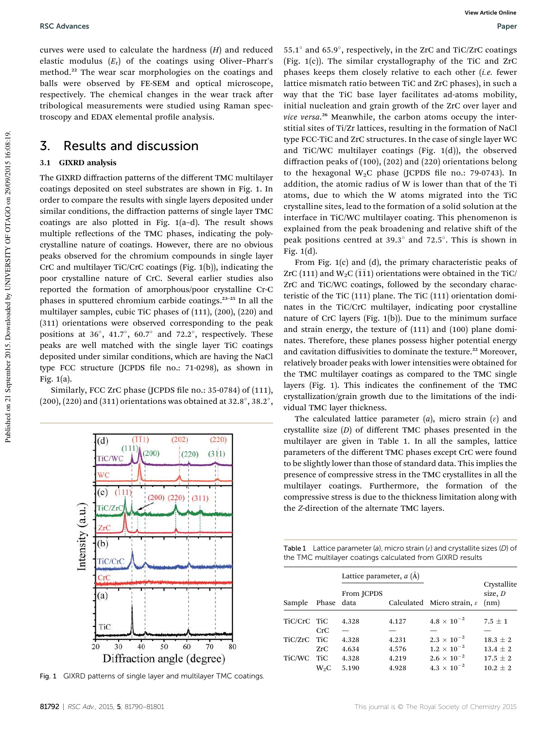curves were used to calculate the hardness ($H$) and reduced elastic modulus ($E_r$) of the coatings using Oliver–Pharr's method.[22] The wear scar morphologies on the coatings and balls were observed by FE-SEM and optical microscope, respectively. The chemical changes in the wear track after tribological measurements were studied using Raman spectroscopy and EDAX elemental profile analysis.

## 3. Results and discussion

### 3.1 GIXRD analysis

The GIXRD diffraction patterns of the different TMC multilayer coatings deposited on steel substrates are shown in Fig. 1. In order to compare the results with single layers deposited under similar conditions, the diffraction patterns of single layer TMC coatings are also plotted in Fig. 1(a–d). The result shows multiple reflections of the TMC phases, indicating the polycrystalline nature of coatings. However, there are no obvious peaks observed for the chromium compounds in single layer CrC and multilayer TiC/CrC coatings (Fig. 1(b)), indicating the poor crystalline nature of CrC. Several earlier studies also reported the formation of amorphous/poor crystalline Cr-C phases in sputtered chromium carbide coatings.[23–25] In all the multilayer samples, cubic TiC phases of (111), (200), (220) and (311) orientations were observed corresponding to the peak positions at 36°, 41.7°, 60.7° and 72.2°, respectively. These peaks are well matched with the single layer TiC coatings deposited under similar conditions, which are having the NaCl type FCC structure (JCPDS file no.: 71-0298), as shown in Fig. 1(a).

Similarly, FCC ZrC phase (JCPDS file no.: 35-0784) of (111), (200), (220) and (311) orientations was obtained at 32.8°, 38.2°, 55.1° and 65.9°, respectively, in the ZrC and TiC/ZrC coatings (Fig. 1(c)). The similar crystallography of the TiC and ZrC phases keeps them closely relative to each other (*i.e.* fewer lattice mismatch ratio between TiC and ZrC phases), in such a way that the TiC base layer facilitates ad-atoms mobility, initial nucleation and grain growth of the ZrC over layer and *vice versa*.[26] Meanwhile, the carbon atoms occupy the interstitial sites of Ti/Zr lattices, resulting in the formation of NaCl type FCC-TiC and ZrC structures. In the case of single layer WC and TiC/WC multilayer coatings (Fig. 1(d)), the observed diffraction peaks of (100), (202) and (220) orientations belong to the hexagonal $W_2C$ phase (JCPDS file no.: 79-0743). In addition, the atomic radius of W is lower than that of the Ti atoms, due to which the W atoms migrated into the TiC crystalline sites, lead to the formation of a solid solution at the interface in TiC/WC multilayer coating. This phenomenon is explained from the peak broadening and relative shift of the peak positions centred at 39.3° and 72.5°. This is shown in Fig. 1(d).

From Fig. 1(c) and (d), the primary characteristic peaks of ZrC (111) and $W_2C$ $(\bar{1}\bar{1}1)$ orientations were obtained in the TiC/ZrC and TiC/WC coatings, followed by the secondary characteristic of the TiC (111) plane. The TiC (111) orientation dominates in the TiC/CrC multilayer, indicating poor crystalline nature of CrC layers (Fig. 1(b)). Due to the minimum surface and strain energy, the texture of (111) and (100) plane dominates. Therefore, these planes possess higher potential energy and cavitation diffusivities to dominate the texture.[22] Moreover, relatively broader peaks with lower intensities were obtained for the TMC multilayer coatings as compared to the TMC single layers (Fig. 1). This indicates the confinement of the TMC crystallization/grain growth due to the limitations of the individual TMC layer thickness.

The calculated lattice parameter ($a$), micro strain ($\varepsilon$) and crystallite size ($D$) of different TMC phases presented in the multilayer are given in Table 1. In all the samples, lattice parameters of the different TMC phases except CrC were found to be slightly lower than those of standard data. This implies the presence of compressive stress in the TMC crystallites in all the multilayer coatings. Furthermore, the formation of the compressive stress is due to the thickness limitation along with the $Z$-direction of the alternate TMC layers.

Fig. 1 GIXRD patterns of single layer and multilayer TMC coatings.

Table 1 Lattice parameter ($a$), micro strain ($\varepsilon$) and crystallite sizes ($D$) of the TMC multilayer coatings calculated from GIXRD results

| Sample | Phase | Lattice parameter, $a$ (Å) | | Micro strain, $\varepsilon$ | Crystallite size, $D$ (nm) |
|---|---|---|---|---|---|
| | | From JCPDS data | Calculated | | |
| TiC/CrC | TiC | 4.328 | 4.127 | $4.8 \times 10^{-2}$ | 7.5 ± 1 |
| | CrC | — | — | — | — |
| TiC/ZrC | TiC | 4.328 | 4.231 | $2.3 \times 10^{-2}$ | 18.3 ± 2 |
| | ZrC | 4.634 | 4.576 | $1.2 \times 10^{-2}$ | 13.4 ± 2 |
| TiC/WC | TiC | 4.328 | 4.219 | $2.6 \times 10^{-2}$ | 17.5 ± 2 |
| | $W_2C$ | 5.190 | 4.928 | $4.3 \times 10^{-2}$ | 10.2 ± 2 |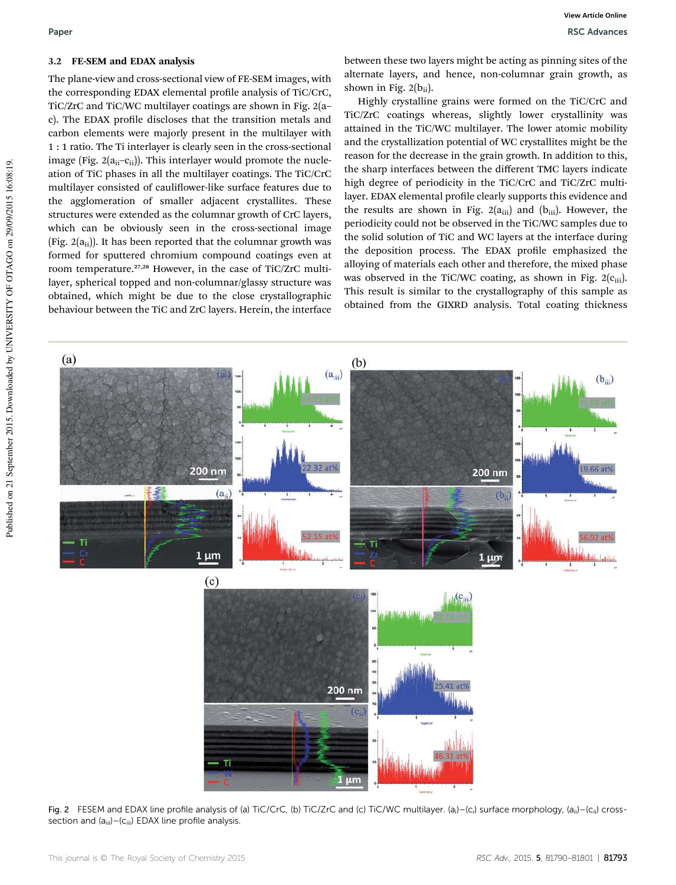### 3.2 FE-SEM and EDAX analysis

The plane-view and cross-sectional view of FE-SEM images, with the corresponding EDAX elemental profile analysis of TiC/CrC, TiC/ZrC and TiC/WC multilayer coatings are shown in Fig. 2(a–c). The EDAX profile discloses that the transition metals and carbon elements were majorly present in the multilayer with 1 : 1 ratio. The Ti interlayer is clearly seen in the cross-sectional image (Fig. 2($a_{ii}$–$c_{ii}$)). This interlayer would promote the nucleation of TiC phases in all the multilayer coatings. The TiC/CrC multilayer consisted of cauliflower-like surface features due to the agglomeration of smaller adjacent crystallites. These structures were extended as the columnar growth of CrC layers, which can be obviously seen in the cross-sectional image (Fig. 2($a_{ii}$)). It has been reported that the columnar growth was formed for sputtered chromium compound coatings even at room temperature.[27,28] However, in the case of TiC/ZrC multilayer, spherical topped and non-columnar/glassy structure was obtained, which might be due to the close crystallographic behaviour between the TiC and ZrC layers. Herein, the interface between these two layers might be acting as pinning sites of the alternate layers, and hence, non-columnar grain growth, as shown in Fig. 2($b_{ii}$).

Highly crystalline grains were formed on the TiC/CrC and TiC/ZrC coatings whereas, slightly lower crystallinity was attained in the TiC/WC multilayer. The lower atomic mobility and the crystallization potential of WC crystallites might be the reason for the decrease in the grain growth. In addition to this, the sharp interfaces between the different TMC layers indicate high degree of periodicity in the TiC/CrC and TiC/ZrC multilayer. EDAX elemental profile clearly supports this evidence and the results are shown in Fig. 2($a_{iii}$) and ($b_{iii}$). However, the periodicity could not be observed in the TiC/WC samples due to the solid solution of TiC and WC layers at the interface during the deposition process. The EDAX profile emphasized the alloying of materials each other and therefore, the mixed phase was observed in the TiC/WC coating, as shown in Fig. 2($c_{iii}$). This result is similar to the crystallography of this sample as obtained from the GIXRD analysis. Total coating thickness

Fig. 2 FESEM and EDAX line profile analysis of (a) TiC/CrC, (b) TiC/ZrC and (c) TiC/WC multilayer. ($a_i$)–($c_i$) surface morphology, ($a_{ii}$)–($c_{ii}$) cross-section and ($a_{iii}$)–($c_{iii}$) EDAX line profile analysis.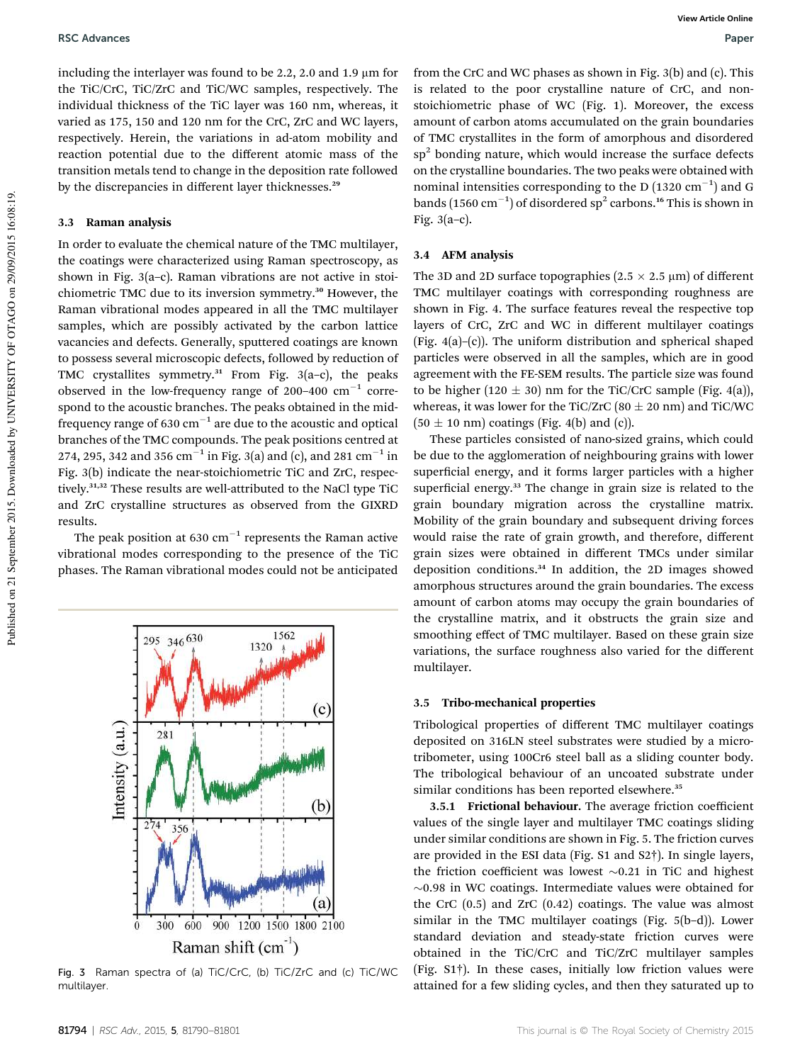including the interlayer was found to be 2.2, 2.0 and 1.9 μm for the TiC/CrC, TiC/ZrC and TiC/WC samples, respectively. The individual thickness of the TiC layer was 160 nm, whereas, it varied as 175, 150 and 120 nm for the CrC, ZrC and WC layers, respectively. Herein, the variations in ad-atom mobility and reaction potential due to the different atomic mass of the transition metals tend to change in the deposition rate followed by the discrepancies in different layer thicknesses.[29]

### 3.3 Raman analysis

In order to evaluate the chemical nature of the TMC multilayer, the coatings were characterized using Raman spectroscopy, as shown in Fig. 3(a–c). Raman vibrations are not active in stoichiometric TMC due to its inversion symmetry.[30] However, the Raman vibrational modes appeared in all the TMC multilayer samples, which are possibly activated by the carbon lattice vacancies and defects. Generally, sputtered coatings are known to possess several microscopic defects, followed by reduction of TMC crystallites symmetry.[31] From Fig. 3(a–c), the peaks observed in the low-frequency range of 200–400 cm$^{-1}$ correspond to the acoustic branches. The peaks obtained in the mid-frequency range of 630 cm$^{-1}$ are due to the acoustic and optical branches of the TMC compounds. The peak positions centred at 274, 295, 342 and 356 cm$^{-1}$ in Fig. 3(a) and (c), and 281 cm$^{-1}$ in Fig. 3(b) indicate the near-stoichiometric TiC and ZrC, respectively.[31,32] These results are well-attributed to the NaCl type TiC and ZrC crystalline structures as observed from the GIXRD results.

The peak position at 630 cm$^{-1}$ represents the Raman active vibrational modes corresponding to the presence of the TiC phases. The Raman vibrational modes could not be anticipated from the CrC and WC phases as shown in Fig. 3(b) and (c). This is related to the poor crystalline nature of CrC, and non-stoichiometric phase of WC (Fig. 1). Moreover, the excess amount of carbon atoms accumulated on the grain boundaries of TMC crystallites in the form of amorphous and disordered sp$^2$ bonding nature, which would increase the surface defects on the crystalline boundaries. The two peaks were obtained with nominal intensities corresponding to the D (1320 cm$^{-1}$) and G bands (1560 cm$^{-1}$) of disordered sp$^2$ carbons.[16] This is shown in Fig. 3(a–c).

Fig. 3 Raman spectra of (a) TiC/CrC, (b) TiC/ZrC and (c) TiC/WC multilayer.

### 3.4 AFM analysis

The 3D and 2D surface topographies (2.5 × 2.5 μm) of different TMC multilayer coatings with corresponding roughness are shown in Fig. 4. The surface features reveal the respective top layers of CrC, ZrC and WC in different multilayer coatings (Fig. 4(a)–(c)). The uniform distribution and spherical shaped particles were observed in all the samples, which are in good agreement with the FE-SEM results. The particle size was found to be higher (120 ± 30) nm for the TiC/CrC sample (Fig. 4(a)), whereas, it was lower for the TiC/ZrC (80 ± 20 nm) and TiC/WC (50 ± 10 nm) coatings (Fig. 4(b) and (c)).

These particles consisted of nano-sized grains, which could be due to the agglomeration of neighbouring grains with lower superficial energy, and it forms larger particles with a higher superficial energy.[33] The change in grain size is related to the grain boundary migration across the crystalline matrix. Mobility of the grain boundary and subsequent driving forces would raise the rate of grain growth, and therefore, different grain sizes were obtained in different TMCs under similar deposition conditions.[34] In addition, the 2D images showed amorphous structures around the grain boundaries. The excess amount of carbon atoms may occupy the grain boundaries of the crystalline matrix, and it obstructs the grain size and smoothing effect of TMC multilayer. Based on these grain size variations, the surface roughness also varied for the different multilayer.

### 3.5 Tribo-mechanical properties

Tribological properties of different TMC multilayer coatings deposited on 316LN steel substrates were studied by a micro-tribometer, using 100Cr6 steel ball as a sliding counter body. The tribological behaviour of an uncoated substrate under similar conditions has been reported elsewhere.[35]

**3.5.1 Frictional behaviour.** The average friction coefficient values of the single layer and multilayer TMC coatings sliding under similar conditions are shown in Fig. 5. The friction curves are provided in the ESI data (Fig. S1 and S2†). In single layers, the friction coefficient was lowest ~0.21 in TiC and highest ~0.98 in WC coatings. Intermediate values were obtained for the CrC (0.5) and ZrC (0.42) coatings. The value was almost similar in the TMC multilayer coatings (Fig. 5(b–d)). Lower standard deviation and steady-state friction curves were obtained in the TiC/CrC and TiC/ZrC multilayer samples (Fig. S1†). In these cases, initially low friction values were attained for a few sliding cycles, and then they saturated up to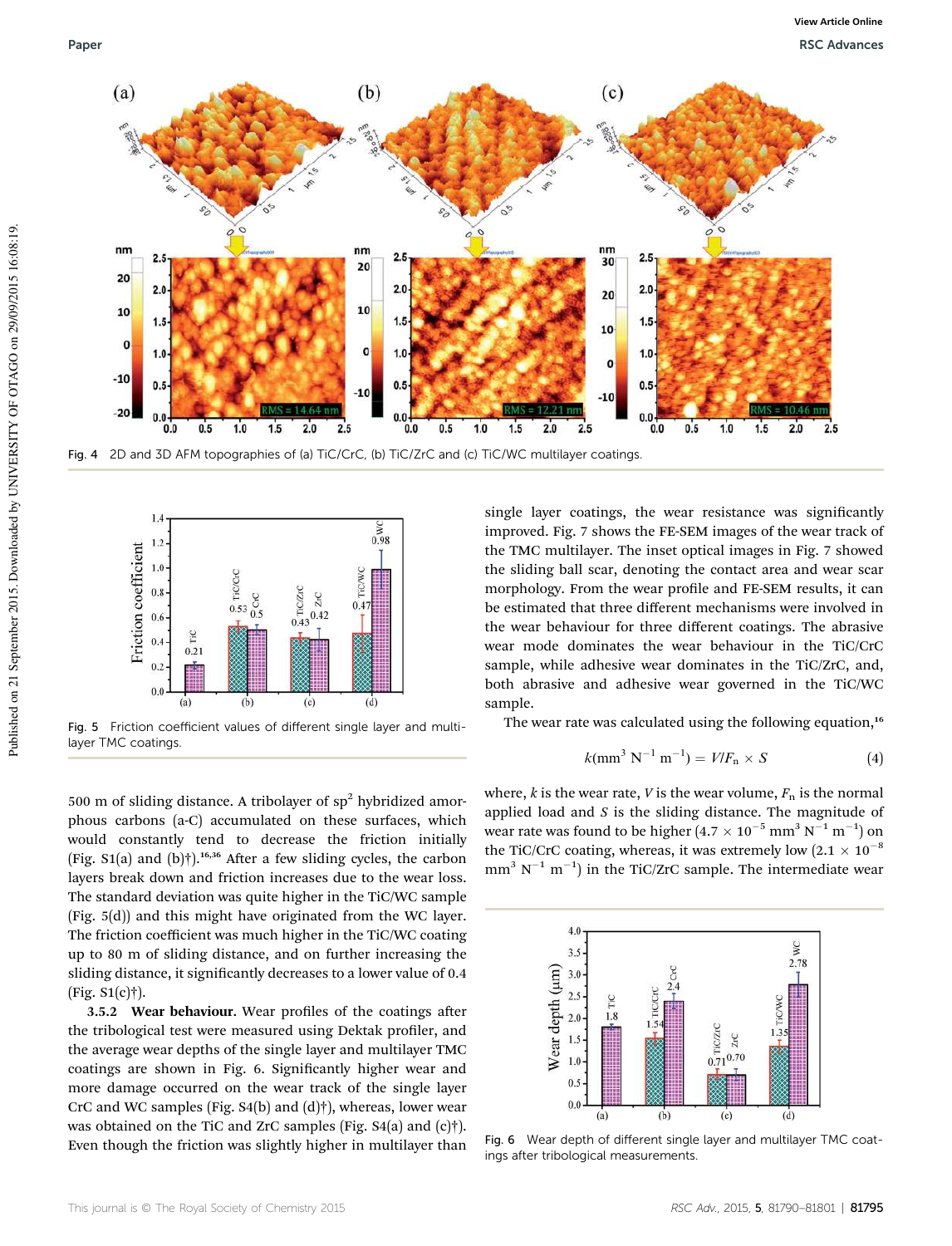Fig. 4 2D and 3D AFM topographies of (a) TiC/CrC, (b) TiC/ZrC and (c) TiC/WC multilayer coatings.

Fig. 5 Friction coefficient values of different single layer and multilayer TMC coatings.

500 m of sliding distance. A tribolayer of $sp^2$ hybridized amorphous carbons (a-C) accumulated on these surfaces, which would constantly tend to decrease the friction initially (Fig. S1(a) and (b)†).[16,36] After a few sliding cycles, the carbon layers break down and friction increases due to the wear loss. The standard deviation was quite higher in the TiC/WC sample (Fig. 5(d)) and this might have originated from the WC layer. The friction coefficient was much higher in the TiC/WC coating up to 80 m of sliding distance, and on further increasing the sliding distance, it significantly decreases to a lower value of 0.4 (Fig. S1(c)†).

**3.5.2 Wear behaviour.** Wear profiles of the coatings after the tribological test were measured using Dektak profiler, and the average wear depths of the single layer and multilayer TMC coatings are shown in Fig. 6. Significantly higher wear and more damage occurred on the wear track of the single layer CrC and WC samples (Fig. S4(b) and (d)†), whereas, lower wear was obtained on the TiC and ZrC samples (Fig. S4(a) and (c)†). Even though the friction was slightly higher in multilayer than single layer coatings, the wear resistance was significantly improved. Fig. 7 shows the FE-SEM images of the wear track of the TMC multilayer. The inset optical images in Fig. 7 showed the sliding ball scar, denoting the contact area and wear scar morphology. From the wear profile and FE-SEM results, it can be estimated that three different mechanisms were involved in the wear behaviour for three different coatings. The abrasive wear mode dominates the wear behaviour in the TiC/CrC sample, while adhesive wear dominates in the TiC/ZrC, and, both abrasive and adhesive wear governed in the TiC/WC sample.

The wear rate was calculated using the following equation,[16]

$$k(\text{mm}^3\ \text{N}^{-1}\ \text{m}^{-1}) = V/F_n \times S \tag{4}$$

where, $k$ is the wear rate, $V$ is the wear volume, $F_n$ is the normal applied load and $S$ is the sliding distance. The magnitude of wear rate was found to be higher ($4.7 \times 10^{-5}$ mm$^3$ N$^{-1}$ m$^{-1}$) on the TiC/CrC coating, whereas, it was extremely low ($2.1 \times 10^{-8}$ mm$^3$ N$^{-1}$ m$^{-1}$) in the TiC/ZrC sample. The intermediate wear

Fig. 6 Wear depth of different single layer and multilayer TMC coatings after tribological measurements.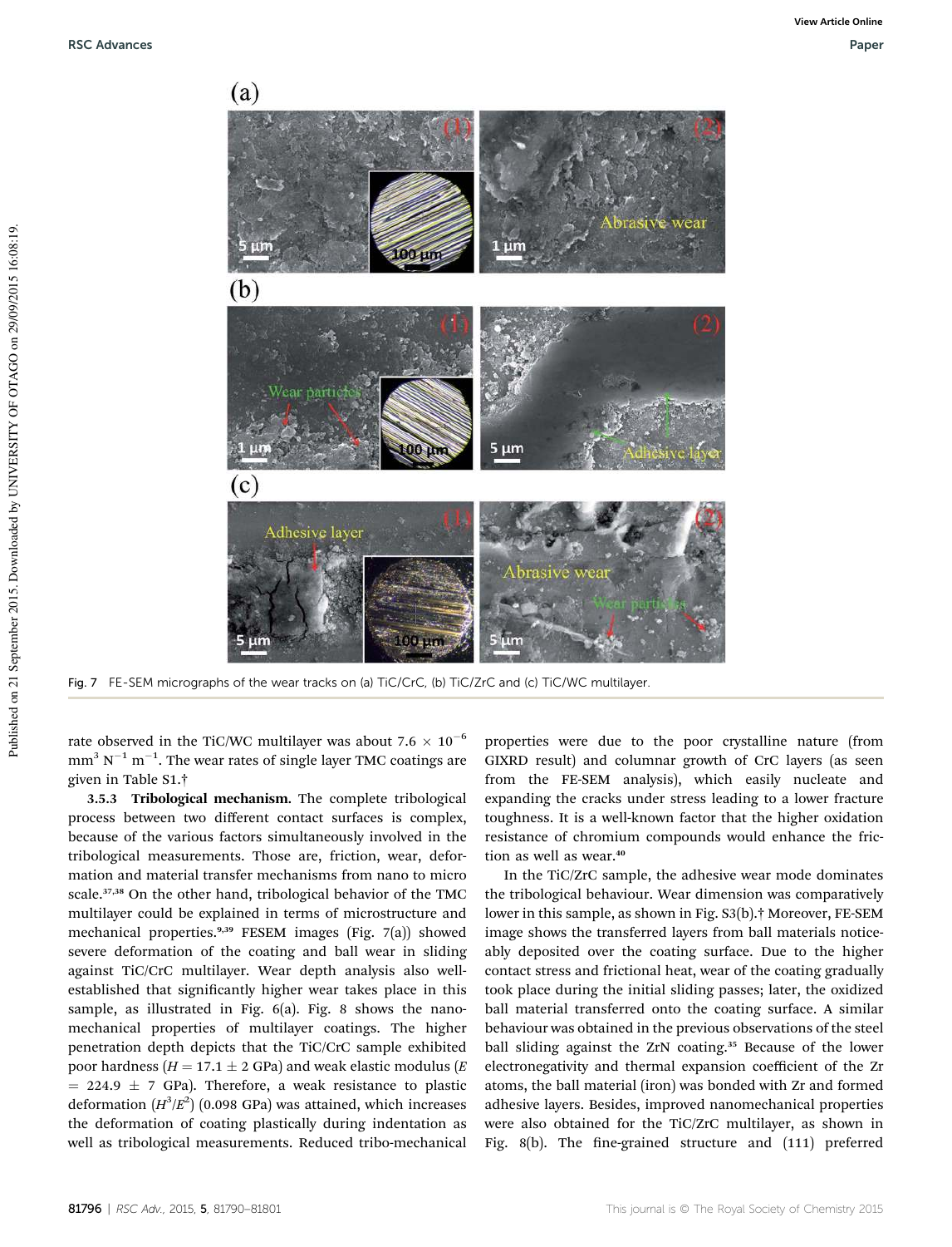Fig. 7 FE-SEM micrographs of the wear tracks on (a) TiC/CrC, (b) TiC/ZrC and (c) TiC/WC multilayer.

rate observed in the TiC/WC multilayer was about $7.6 \times 10^{-6}$ $mm^3 N^{-1} m^{-1}$. The wear rates of single layer TMC coatings are given in Table S1.†

**3.5.3 Tribological mechanism.** The complete tribological process between two different contact surfaces is complex, because of the various factors simultaneously involved in the tribological measurements. Those are, friction, wear, deformation and material transfer mechanisms from nano to micro scale.[37,38] On the other hand, tribological behavior of the TMC multilayer could be explained in terms of microstructure and mechanical properties.[9,39] FESEM images (Fig. 7(a)) showed severe deformation of the coating and ball wear in sliding against TiC/CrC multilayer. Wear depth analysis also well-established that significantly higher wear takes place in this sample, as illustrated in Fig. 6(a). Fig. 8 shows the nano-mechanical properties of multilayer coatings. The higher penetration depth depicts that the TiC/CrC sample exhibited poor hardness ($H = 17.1 \pm 2$ GPa) and weak elastic modulus ($E = 224.9 \pm 7$ GPa). Therefore, a weak resistance to plastic deformation ($H^3/E^2$) (0.098 GPa) was attained, which increases the deformation of coating plastically during indentation as well as tribological measurements. Reduced tribo-mechanical properties were due to the poor crystalline nature (from GIXRD result) and columnar growth of CrC layers (as seen from the FE-SEM analysis), which easily nucleate and expanding the cracks under stress leading to a lower fracture toughness. It is a well-known factor that the higher oxidation resistance of chromium compounds would enhance the friction as well as wear.[40]

In the TiC/ZrC sample, the adhesive wear mode dominates the tribological behaviour. Wear dimension was comparatively lower in this sample, as shown in Fig. S3(b).† Moreover, FE-SEM image shows the transferred layers from ball materials noticeably deposited over the coating surface. Due to the higher contact stress and frictional heat, wear of the coating gradually took place during the initial sliding passes; later, the oxidized ball material transferred onto the coating surface. A similar behaviour was obtained in the previous observations of the steel ball sliding against the ZrN coating.[35] Because of the lower electronegativity and thermal expansion coefficient of the Zr atoms, the ball material (iron) was bonded with Zr and formed adhesive layers. Besides, improved nanomechanical properties were also obtained for the TiC/ZrC multilayer, as shown in Fig. 8(b). The fine-grained structure and (111) preferred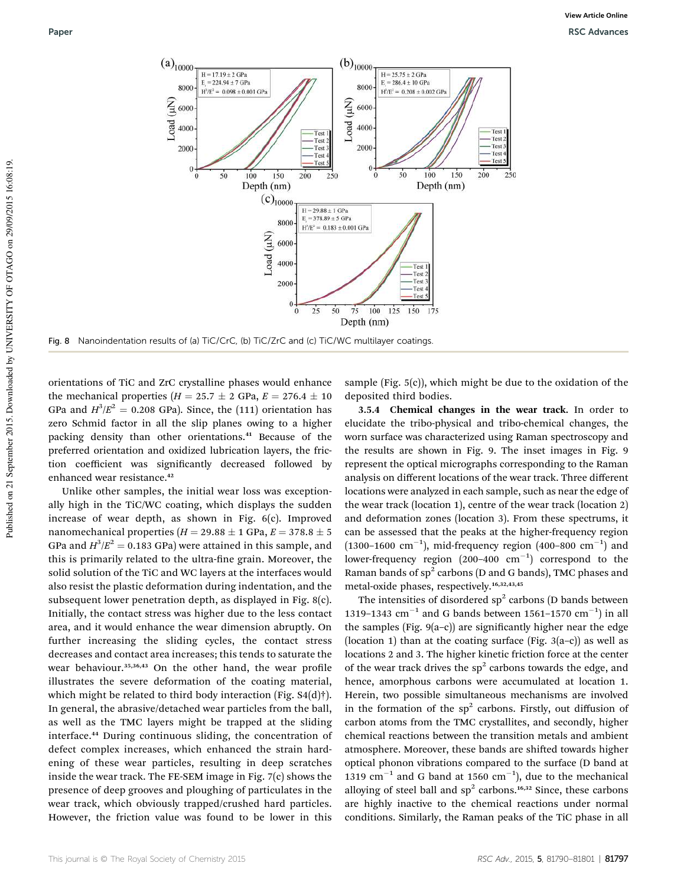Fig. 8 Nanoindentation results of (a) TiC/CrC, (b) TiC/ZrC and (c) TiC/WC multilayer coatings.

orientations of TiC and ZrC crystalline phases would enhance the mechanical properties ($H = 25.7 \pm 2$ GPa, $E = 276.4 \pm 10$ GPa and $H^3/E^2 = 0.208$ GPa). Since, the (111) orientation has zero Schmid factor in all the slip planes owing to a higher packing density than other orientations.[41] Because of the preferred orientation and oxidized lubrication layers, the friction coefficient was significantly decreased followed by enhanced wear resistance.[42]

Unlike other samples, the initial wear loss was exceptionally high in the TiC/WC coating, which displays the sudden increase of wear depth, as shown in Fig. 6(c). Improved nanomechanical properties ($H = 29.88 \pm 1$ GPa, $E = 378.8 \pm 5$ GPa and $H^3/E^2 = 0.183$ GPa) were attained in this sample, and this is primarily related to the ultra-fine grain. Moreover, the solid solution of the TiC and WC layers at the interfaces would also resist the plastic deformation during indentation, and the subsequent lower penetration depth, as displayed in Fig. 8(c). Initially, the contact stress was higher due to the less contact area, and it would enhance the wear dimension abruptly. On further increasing the sliding cycles, the contact stress decreases and contact area increases; this tends to saturate the wear behaviour.[35,36,43] On the other hand, the wear profile illustrates the severe deformation of the coating material, which might be related to third body interaction (Fig. S4(d)†). In general, the abrasive/detached wear particles from the ball, as well as the TMC layers might be trapped at the sliding interface.[44] During continuous sliding, the concentration of defect complex increases, which enhanced the strain hardening of these wear particles, resulting in deep scratches inside the wear track. The FE-SEM image in Fig. 7(c) shows the presence of deep grooves and ploughing of particulates in the wear track, which obviously trapped/crushed hard particles. However, the friction value was found to be lower in this sample (Fig. 5(c)), which might be due to the oxidation of the deposited third bodies.

**3.5.4 Chemical changes in the wear track.** In order to elucidate the tribo-physical and tribo-chemical changes, the worn surface was characterized using Raman spectroscopy and the results are shown in Fig. 9. The inset images in Fig. 9 represent the optical micrographs corresponding to the Raman analysis on different locations of the wear track. Three different locations were analyzed in each sample, such as near the edge of the wear track (location 1), centre of the wear track (location 2) and deformation zones (location 3). From these spectrums, it can be assessed that the peaks at the higher-frequency region (1300–1600 cm$^{-1}$), mid-frequency region (400–800 cm$^{-1}$) and lower-frequency region (200–400 cm$^{-1}$) correspond to the Raman bands of sp$^2$ carbons (D and G bands), TMC phases and metal-oxide phases, respectively.[16,32,43,45]

The intensities of disordered sp$^2$ carbons (D bands between 1319–1343 cm$^{-1}$ and G bands between 1561–1570 cm$^{-1}$) in all the samples (Fig. 9(a–c)) are significantly higher near the edge (location 1) than at the coating surface (Fig. 3(a–c)) as well as locations 2 and 3. The higher kinetic friction force at the center of the wear track drives the sp$^2$ carbons towards the edge, and hence, amorphous carbons were accumulated at location 1. Herein, two possible simultaneous mechanisms are involved in the formation of the sp$^2$ carbons. Firstly, out diffusion of carbon atoms from the TMC crystallites, and secondly, higher chemical reactions between the transition metals and ambient atmosphere. Moreover, these bands are shifted towards higher optical phonon vibrations compared to the surface (D band at 1319 cm$^{-1}$ and G band at 1560 cm$^{-1}$), due to the mechanical alloying of steel ball and sp$^2$ carbons.[16,32] Since, these carbons are highly inactive to the chemical reactions under normal conditions. Similarly, the Raman peaks of the TiC phase in all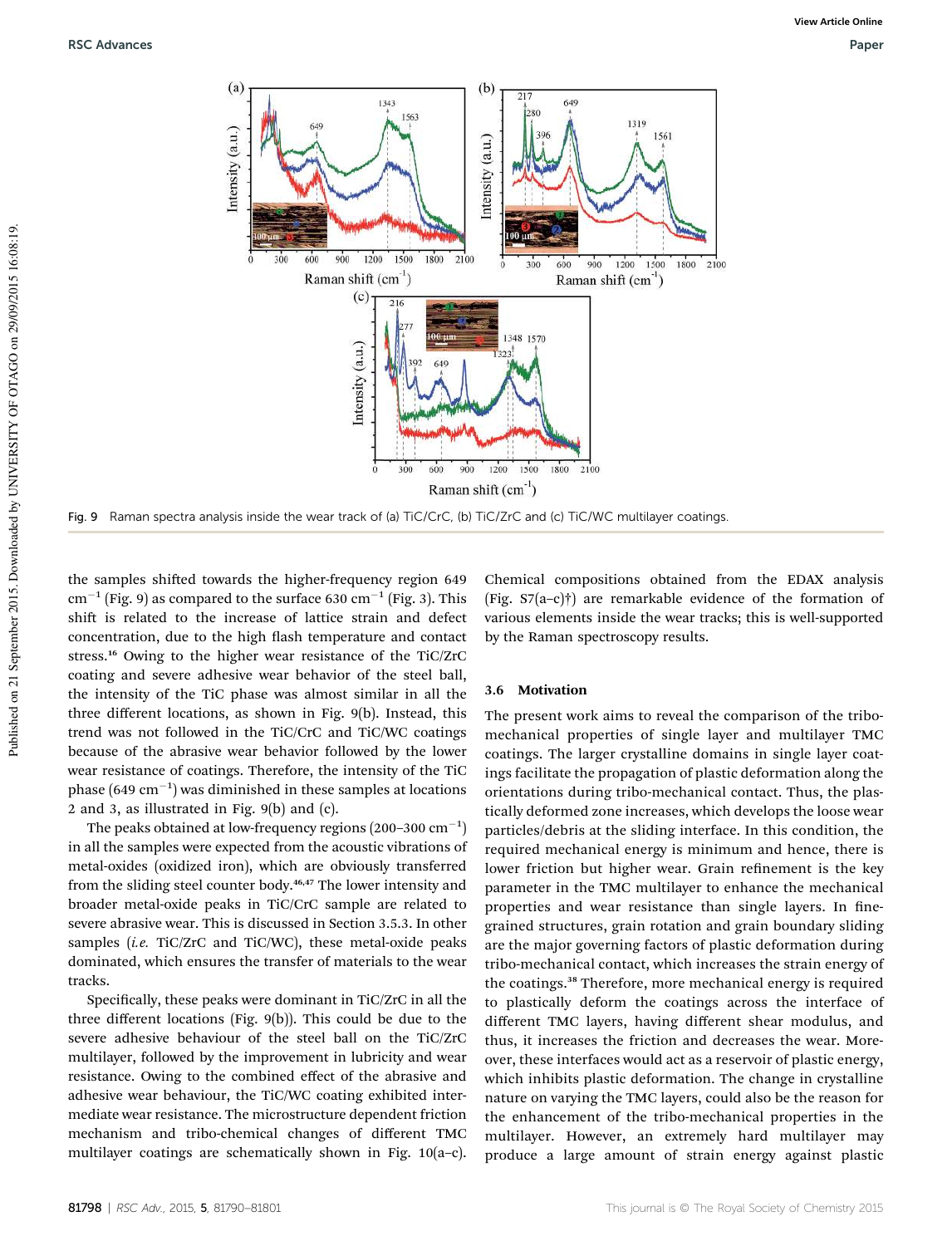Fig. 9 Raman spectra analysis inside the wear track of (a) TiC/CrC, (b) TiC/ZrC and (c) TiC/WC multilayer coatings.

the samples shifted towards the higher-frequency region 649 $cm^{-1}$ (Fig. 9) as compared to the surface 630 $cm^{-1}$ (Fig. 3). This shift is related to the increase of lattice strain and defect concentration, due to the high flash temperature and contact stress.[16] Owing to the higher wear resistance of the TiC/ZrC coating and severe adhesive wear behavior of the steel ball, the intensity of the TiC phase was almost similar in all the three different locations, as shown in Fig. 9(b). Instead, this trend was not followed in the TiC/CrC and TiC/WC coatings because of the abrasive wear behavior followed by the lower wear resistance of coatings. Therefore, the intensity of the TiC phase (649 $cm^{-1}$) was diminished in these samples at locations 2 and 3, as illustrated in Fig. 9(b) and (c).

The peaks obtained at low-frequency regions (200–300 $cm^{-1}$) in all the samples were expected from the acoustic vibrations of metal-oxides (oxidized iron), which are obviously transferred from the sliding steel counter body.[46,47] The lower intensity and broader metal-oxide peaks in TiC/CrC sample are related to severe abrasive wear. This is discussed in Section 3.5.3. In other samples (*i.e.* TiC/ZrC and TiC/WC), these metal-oxide peaks dominated, which ensures the transfer of materials to the wear tracks.

Specifically, these peaks were dominant in TiC/ZrC in all the three different locations (Fig. 9(b)). This could be due to the severe adhesive behaviour of the steel ball on the TiC/ZrC multilayer, followed by the improvement in lubricity and wear resistance. Owing to the combined effect of the abrasive and adhesive wear behaviour, the TiC/WC coating exhibited intermediate wear resistance. The microstructure dependent friction mechanism and tribo-chemical changes of different TMC multilayer coatings are schematically shown in Fig. 10(a–c). Chemical compositions obtained from the EDAX analysis (Fig. S7(a–c)†) are remarkable evidence of the formation of various elements inside the wear tracks; this is well-supported by the Raman spectroscopy results.

### 3.6 Motivation

The present work aims to reveal the comparison of the tribo-mechanical properties of single layer and multilayer TMC coatings. The larger crystalline domains in single layer coatings facilitate the propagation of plastic deformation along the orientations during tribo-mechanical contact. Thus, the plastically deformed zone increases, which develops the loose wear particles/debris at the sliding interface. In this condition, the required mechanical energy is minimum and hence, there is lower friction but higher wear. Grain refinement is the key parameter in the TMC multilayer to enhance the mechanical properties and wear resistance than single layers. In fine-grained structures, grain rotation and grain boundary sliding are the major governing factors of plastic deformation during tribo-mechanical contact, which increases the strain energy of the coatings.[38] Therefore, more mechanical energy is required to plastically deform the coatings across the interface of different TMC layers, having different shear modulus, and thus, it increases the friction and decreases the wear. Moreover, these interfaces would act as a reservoir of plastic energy, which inhibits plastic deformation. The change in crystalline nature on varying the TMC layers, could also be the reason for the enhancement of the tribo-mechanical properties in the multilayer. However, an extremely hard multilayer may produce a large amount of strain energy against plastic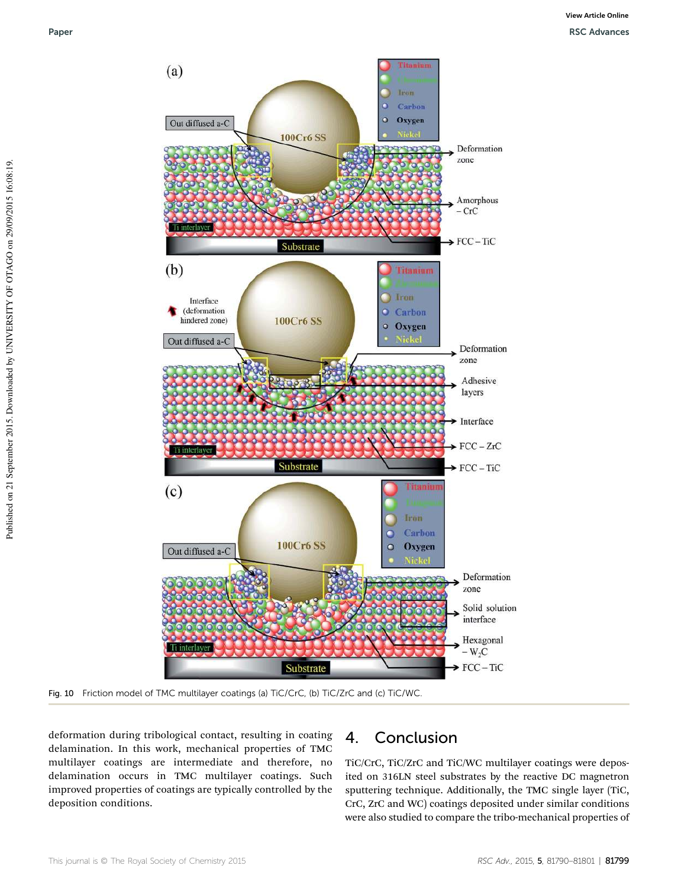Fig. 10 Friction model of TMC multilayer coatings (a) TiC/CrC, (b) TiC/ZrC and (c) TiC/WC.

deformation during tribological contact, resulting in coating delamination. In this work, mechanical properties of TMC multilayer coatings are intermediate and therefore, no delamination occurs in TMC multilayer coatings. Such improved properties of coatings are typically controlled by the deposition conditions.

## 4. Conclusion

TiC/CrC, TiC/ZrC and TiC/WC multilayer coatings were deposited on 316LN steel substrates by the reactive DC magnetron sputtering technique. Additionally, the TMC single layer (TiC, CrC, ZrC and WC) coatings deposited under similar conditions were also studied to compare the tribo-mechanical properties of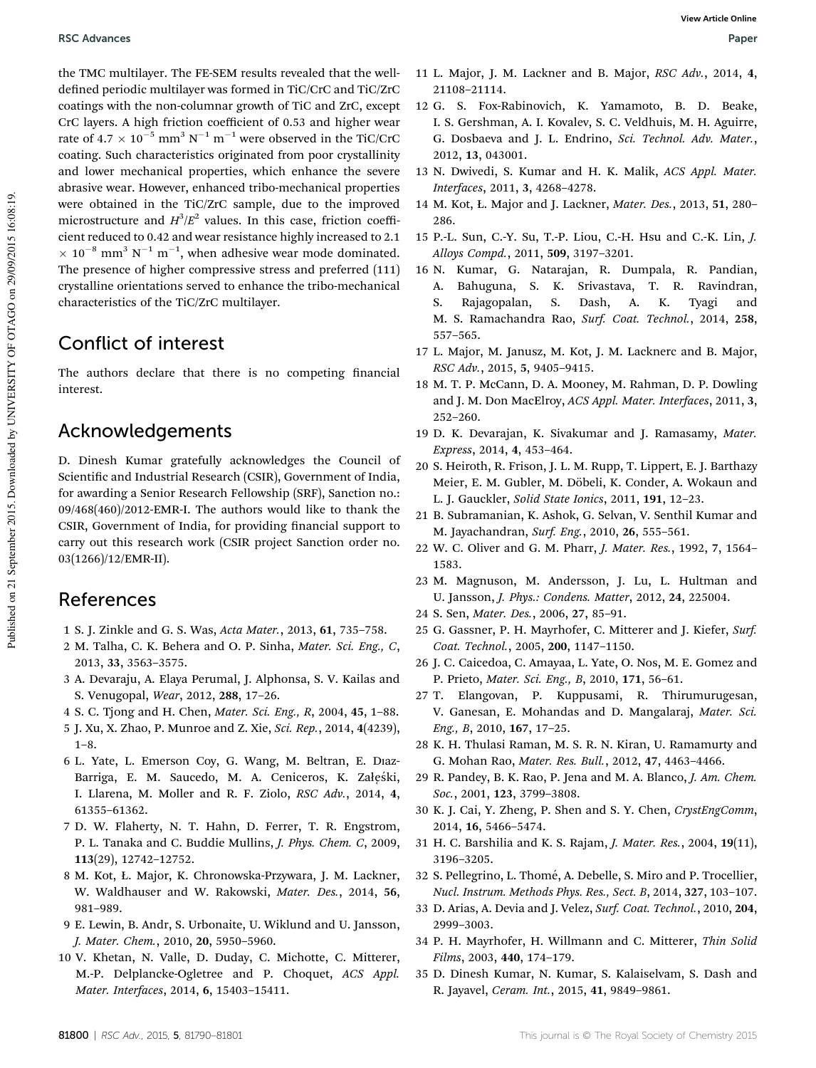the TMC multilayer. The FE-SEM results revealed that the well-defined periodic multilayer was formed in TiC/CrC and TiC/ZrC coatings with the non-columnar growth of TiC and ZrC, except CrC layers. A high friction coefficient of 0.53 and higher wear rate of $4.7 \times 10^{-5}$ mm$^3$ N$^{-1}$ m$^{-1}$ were observed in the TiC/CrC coating. Such characteristics originated from poor crystallinity and lower mechanical properties, which enhance the severe abrasive wear. However, enhanced tribo-mechanical properties were obtained in the TiC/ZrC sample, due to the improved microstructure and $H^3/E^2$ values. In this case, friction coefficient reduced to 0.42 and wear resistance highly increased to $2.1 \times 10^{-8}$ mm$^3$ N$^{-1}$ m$^{-1}$, when adhesive wear mode dominated. The presence of higher compressive stress and preferred (111) crystalline orientations served to enhance the tribo-mechanical characteristics of the TiC/ZrC multilayer.

## Conflict of interest

The authors declare that there is no competing financial interest.

## Acknowledgements

D. Dinesh Kumar gratefully acknowledges the Council of Scientific and Industrial Research (CSIR), Government of India, for awarding a Senior Research Fellowship (SRF), Sanction no.: 09/468(460)/2012-EMR-I. The authors would like to thank the CSIR, Government of India, for providing financial support to carry out this research work (CSIR project Sanction order no. 03(1266)/12/EMR-II).

## References

1 S. J. Zinkle and G. S. Was, *Acta Mater.*, 2013, **61**, 735–758.
2 M. Talha, C. K. Behera and O. P. Sinha, *Mater. Sci. Eng., C*, 2013, **33**, 3563–3575.
3 A. Devaraju, A. Elaya Perumal, J. Alphonsa, S. V. Kailas and S. Venugopal, *Wear*, 2012, **288**, 17–26.
4 S. C. Tjong and H. Chen, *Mater. Sci. Eng., R*, 2004, **45**, 1–88.
5 J. Xu, X. Zhao, P. Munroe and Z. Xie, *Sci. Rep.*, 2014, **4**(4239), 1–8.
6 L. Yate, L. Emerson Coy, G. Wang, M. Beltran, E. Dıaz-Barriga, E. M. Saucedo, M. A. Ceniceros, K. Załęski, I. Llarena, M. Moller and R. F. Ziolo, *RSC Adv.*, 2014, **4**, 61355–61362.
7 D. W. Flaherty, N. T. Hahn, D. Ferrer, T. R. Engstrom, P. L. Tanaka and C. Buddie Mullins, *J. Phys. Chem. C*, 2009, **113**(29), 12742–12752.
8 M. Kot, Ł. Major, K. Chronowska-Przywara, J. M. Lackner, W. Waldhauser and W. Rakowski, *Mater. Des.*, 2014, **56**, 981–989.
9 E. Lewin, B. Andr, S. Urbonaite, U. Wiklund and U. Jansson, *J. Mater. Chem.*, 2010, **20**, 5950–5960.
10 V. Khetan, N. Valle, D. Duday, C. Michotte, C. Mitterer, M.-P. Delplancke-Ogletree and P. Choquet, *ACS Appl. Mater. Interfaces*, 2014, **6**, 15403–15411.
11 L. Major, J. M. Lackner and B. Major, *RSC Adv.*, 2014, **4**, 21108–21114.
12 G. S. Fox-Rabinovich, K. Yamamoto, B. D. Beake, I. S. Gershman, A. I. Kovalev, S. C. Veldhuis, M. H. Aguirre, G. Dosbaeva and J. L. Endrino, *Sci. Technol. Adv. Mater.*, 2012, **13**, 043001.
13 N. Dwivedi, S. Kumar and H. K. Malik, *ACS Appl. Mater. Interfaces*, 2011, **3**, 4268–4278.
14 M. Kot, Ł. Major and J. Lackner, *Mater. Des.*, 2013, **51**, 280–286.
15 P.-L. Sun, C.-Y. Su, T.-P. Liou, C.-H. Hsu and C.-K. Lin, *J. Alloys Compd.*, 2011, **509**, 3197–3201.
16 N. Kumar, G. Natarajan, R. Dumpala, R. Pandian, A. Bahuguna, S. K. Srivastava, T. R. Ravindran, S. Rajagopalan, S. Dash, A. K. Tyagi and M. S. Ramachandra Rao, *Surf. Coat. Technol.*, 2014, **258**, 557–565.
17 L. Major, M. Janusz, M. Kot, J. M. Lacknerc and B. Major, *RSC Adv.*, 2015, **5**, 9405–9415.
18 M. T. P. McCann, D. A. Mooney, M. Rahman, D. P. Dowling and J. M. Don MacElroy, *ACS Appl. Mater. Interfaces*, 2011, **3**, 252–260.
19 D. K. Devarajan, K. Sivakumar and J. Ramasamy, *Mater. Express*, 2014, **4**, 453–464.
20 S. Heiroth, R. Frison, J. L. M. Rupp, T. Lippert, E. J. Barthazy Meier, E. M. Gubler, M. Döbeli, K. Conder, A. Wokaun and L. J. Gauckler, *Solid State Ionics*, 2011, **191**, 12–23.
21 B. Subramanian, K. Ashok, G. Selvan, V. Senthil Kumar and M. Jayachandran, *Surf. Eng.*, 2010, **26**, 555–561.
22 W. C. Oliver and G. M. Pharr, *J. Mater. Res.*, 1992, **7**, 1564–1583.
23 M. Magnuson, M. Andersson, J. Lu, L. Hultman and U. Jansson, *J. Phys.: Condens. Matter*, 2012, **24**, 225004.
24 S. Sen, *Mater. Des.*, 2006, **27**, 85–91.
25 G. Gassner, P. H. Mayrhofer, C. Mitterer and J. Kiefer, *Surf. Coat. Technol.*, 2005, **200**, 1147–1150.
26 J. C. Caicedoa, C. Amayaa, L. Yate, O. Nos, M. E. Gomez and P. Prieto, *Mater. Sci. Eng., B*, 2010, **171**, 56–61.
27 T. Elangovan, P. Kuppusami, R. Thirumurugesan, V. Ganesan, E. Mohandas and D. Mangalaraj, *Mater. Sci. Eng., B*, 2010, **167**, 17–25.
28 K. H. Thulasi Raman, M. S. R. N. Kiran, U. Ramamurty and G. Mohan Rao, *Mater. Res. Bull.*, 2012, **47**, 4463–4466.
29 R. Pandey, B. K. Rao, P. Jena and M. A. Blanco, *J. Am. Chem. Soc.*, 2001, **123**, 3799–3808.
30 K. J. Cai, Y. Zheng, P. Shen and S. Y. Chen, *CrystEngComm*, 2014, **16**, 5466–5474.
31 H. C. Barshilia and K. S. Rajam, *J. Mater. Res.*, 2004, **19**(11), 3196–3205.
32 S. Pellegrino, L. Thomé, A. Debelle, S. Miro and P. Trocellier, *Nucl. Instrum. Methods Phys. Res., Sect. B*, 2014, **327**, 103–107.
33 D. Arias, A. Devia and J. Velez, *Surf. Coat. Technol.*, 2010, **204**, 2999–3003.
34 P. H. Mayrhofer, H. Willmann and C. Mitterer, *Thin Solid Films*, 2003, **440**, 174–179.
35 D. Dinesh Kumar, N. Kumar, S. Kalaiselvam, S. Dash and R. Jayavel, *Ceram. Int.*, 2015, **41**, 9849–9861.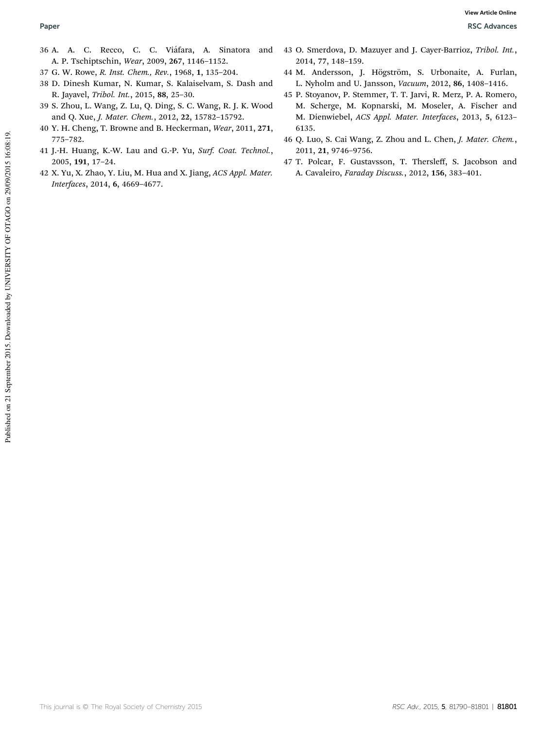36 A. A. C. Recco, C. C. Viáfara, A. Sinatora and A. P. Tschiptschin, *Wear*, 2009, **267**, 1146–1152.

37 G. W. Rowe, *R. Inst. Chem., Rev.*, 1968, **1**, 135–204.

38 D. Dinesh Kumar, N. Kumar, S. Kalaiselvam, S. Dash and R. Jayavel, *Tribol. Int.*, 2015, **88**, 25–30.

39 S. Zhou, L. Wang, Z. Lu, Q. Ding, S. C. Wang, R. J. K. Wood and Q. Xue, *J. Mater. Chem.*, 2012, **22**, 15782–15792.

40 Y. H. Cheng, T. Browne and B. Heckerman, *Wear*, 2011, **271**, 775–782.

41 J.-H. Huang, K.-W. Lau and G.-P. Yu, *Surf. Coat. Technol.*, 2005, **191**, 17–24.

42 X. Yu, X. Zhao, Y. Liu, M. Hua and X. Jiang, *ACS Appl. Mater. Interfaces*, 2014, **6**, 4669–4677.

43 O. Smerdova, D. Mazuyer and J. Cayer-Barrioz, *Tribol. Int.*, 2014, **77**, 148–159.

44 M. Andersson, J. Högström, S. Urbonaite, A. Furlan, L. Nyholm and U. Jansson, *Vacuum*, 2012, **86**, 1408–1416.

45 P. Stoyanov, P. Stemmer, T. T. Jarvi, R. Merz, P. A. Romero, M. Scherge, M. Kopnarski, M. Moseler, A. Fischer and M. Dienwiebel, *ACS Appl. Mater. Interfaces*, 2013, **5**, 6123–6135.

46 Q. Luo, S. Cai Wang, Z. Zhou and L. Chen, *J. Mater. Chem.*, 2011, **21**, 9746–9756.

47 T. Polcar, F. Gustavsson, T. Thersleff, S. Jacobson and A. Cavaleiro, *Faraday Discuss.*, 2012, **156**, 383–401.